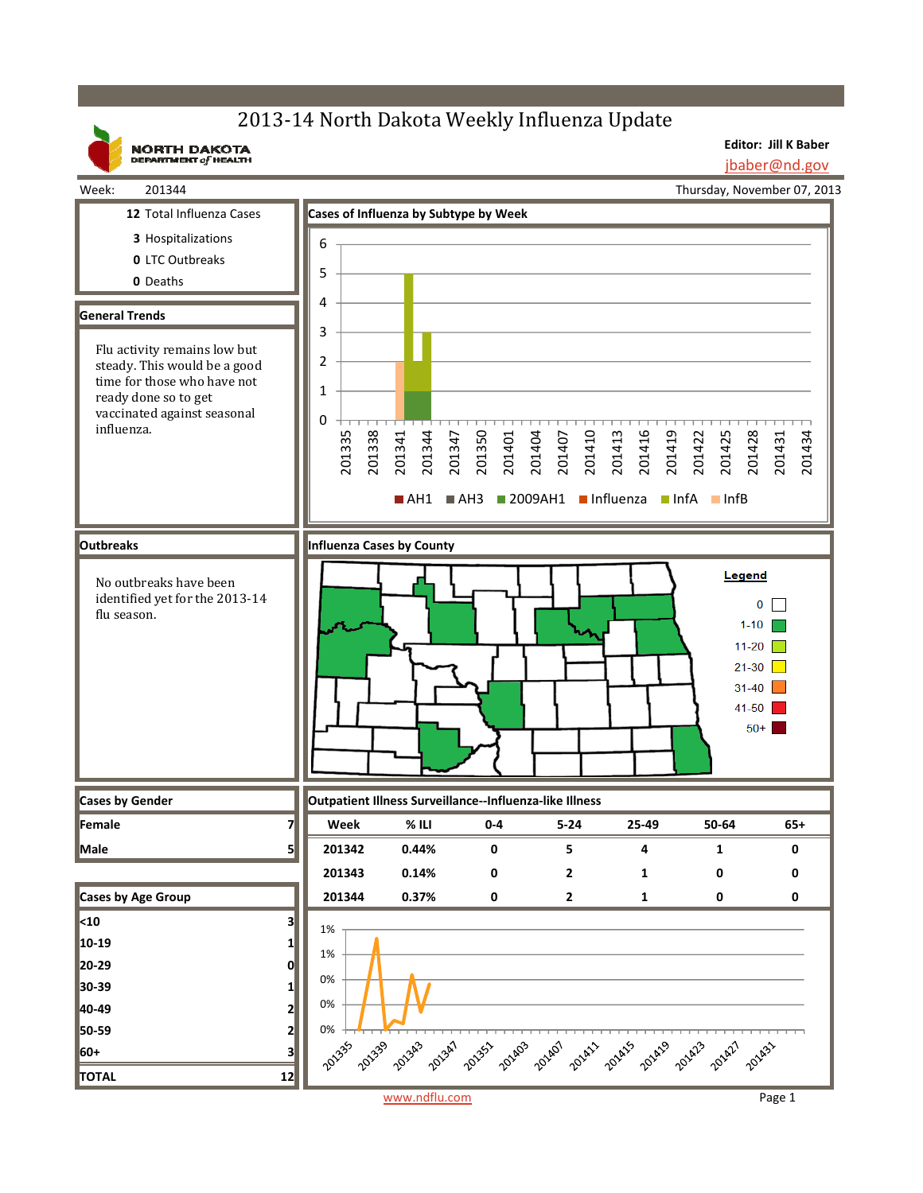# 2013-14 North Dakota Weekly Influenza Update

NORTH DAKOTA DEPARTMENT of HEALTH

**Editor: Jill K Baber**
jbaber@nd.gov

Week: 201344 — Thursday, November 07, 2013

**12** Total Influenza Cases
**3** Hospitalizations
**0** LTC Outbreaks
**0** Deaths

## General Trends

Flu activity remains low but steady. This would be a good time for those who have not ready done so to get vaccinated against seasonal influenza.

## Cases of Influenza by Subtype by Week

AH1 | AH3 | 2009AH1 | Influenza | InfA | InfB

## Outbreaks

No outbreaks have been identified yet for the 2013-14 flu season.

## Influenza Cases by County

Legend: 0 | 1-10 | 11-20 | 21-30 | 31-40 | 41-50 | 50+

## Cases by Gender

| Gender | Cases |
|---|---|
| Female | 7 |
| Male | 5 |

## Cases by Age Group

| Age Group | Cases |
|---|---|
| <10 | 3 |
| 10-19 | 1 |
| 20-29 | 0 |
| 30-39 | 1 |
| 40-49 | 2 |
| 50-59 | 2 |
| 60+ | 3 |
| **TOTAL** | **12** |

## Outpatient Illness Surveillance--Influenza-like Illness

| Week | % ILI | 0-4 | 5-24 | 25-49 | 50-64 | 65+ |
|---|---|---|---|---|---|---|
| 201342 | 0.44% | 0 | 5 | 4 | 1 | 0 |
| 201343 | 0.14% | 0 | 2 | 1 | 0 | 0 |
| 201344 | 0.37% | 0 | 2 | 1 | 0 | 0 |

www.ndflu.com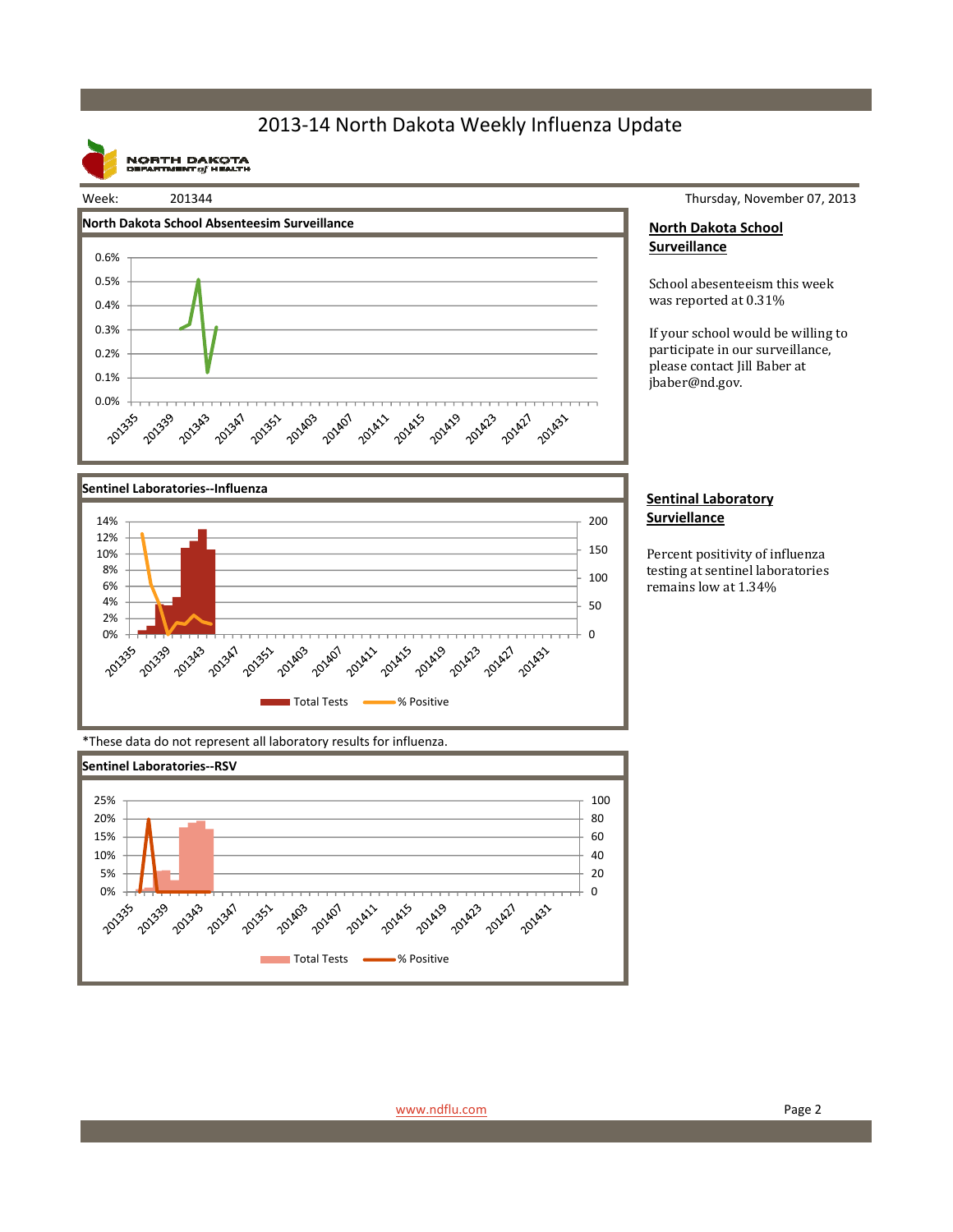# 2013-14 North Dakota Weekly Influenza Update

NORTH DAKOTA DEPARTMENT of HEALTH

Week: 201344

Thursday, November 07, 2013

## North Dakota School Absenteesim Surveillance

0.6%
0.5%
0.4%
0.3%
0.2%
0.1%
0.0%

201335 201339 201343 201347 201351 201403 201407 201411 201415 201419 201423 201427 201431

## North Dakota School Surveillance

School abesenteeism this week was reported at 0.31%

If your school would be willing to participate in our surveillance, please contact Jill Baber at jbaber@nd.gov.

## Sentinel Laboratories--Influenza

14%
12%
10%
8%
6%
4%
2%
0%

200
150
100
50
0

201335 201339 201343 201347 201351 201403 201407 201411 201415 201419 201423 201427 201431

Total Tests    % Positive

## Sentinal Laboratory Surveillance

Percent positivity of influenza testing at sentinel laboratories remains low at 1.34%

*These data do not represent all laboratory results for influenza.

## Sentinel Laboratories--RSV

25%
20%
15%
10%
5%
0%

100
80
60
40
20
0

201335 201339 201343 201347 201351 201403 201407 201411 201415 201419 201423 201427 201431

Total Tests    % Positive

www.ndflu.com